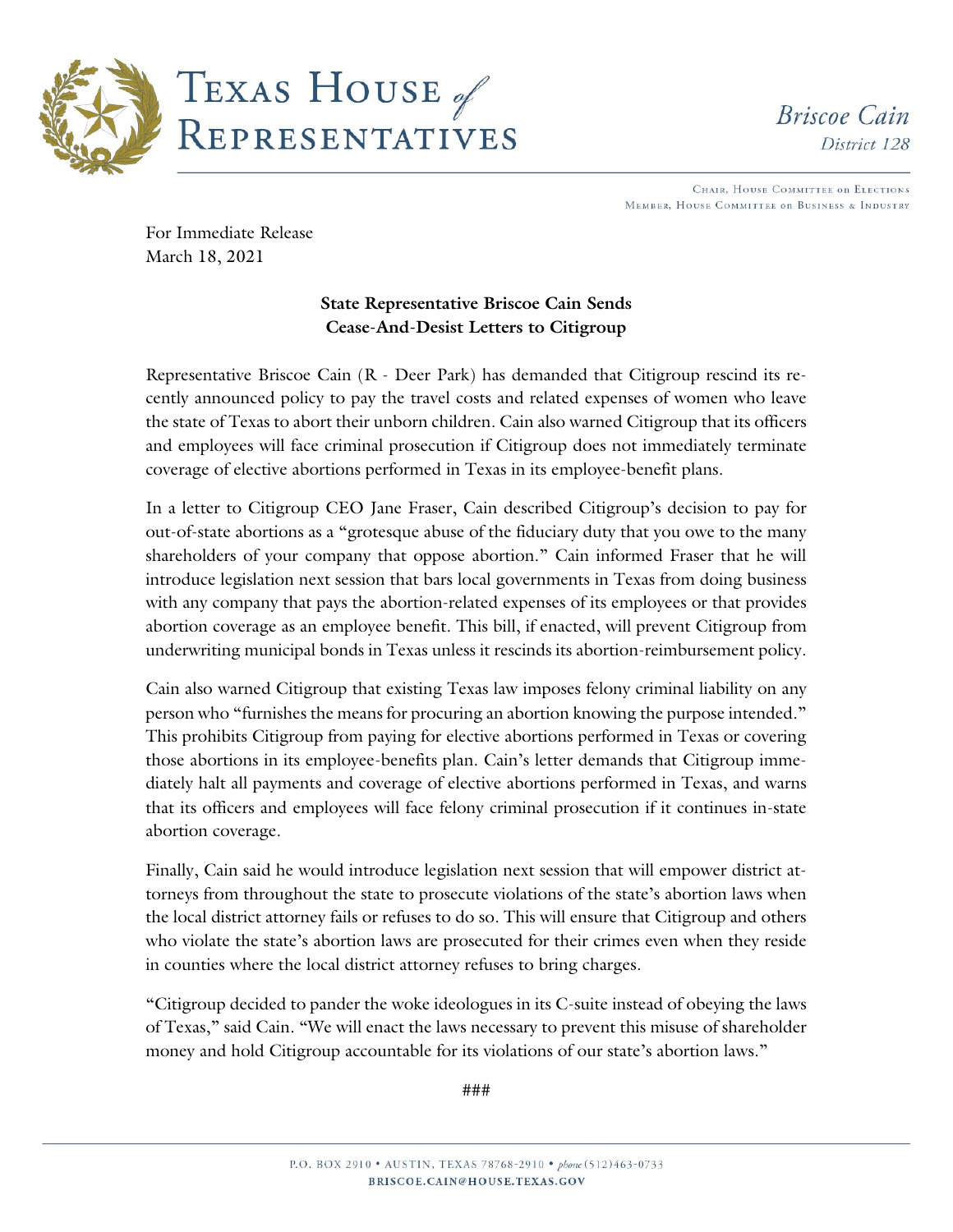# TEXAS HOUSE *of* REPRESENTATIVES

*Briscoe Cain*
*District 128*

CHAIR, HOUSE COMMITTEE on ELECTIONS
MEMBER, HOUSE COMMITTEE on BUSINESS & INDUSTRY

For Immediate Release
March 18, 2021

**State Representative Briscoe Cain Sends Cease-And-Desist Letters to Citigroup**

Representative Briscoe Cain (R - Deer Park) has demanded that Citigroup rescind its recently announced policy to pay the travel costs and related expenses of women who leave the state of Texas to abort their unborn children. Cain also warned Citigroup that its officers and employees will face criminal prosecution if Citigroup does not immediately terminate coverage of elective abortions performed in Texas in its employee-benefit plans.

In a letter to Citigroup CEO Jane Fraser, Cain described Citigroup's decision to pay for out-of-state abortions as a "grotesque abuse of the fiduciary duty that you owe to the many shareholders of your company that oppose abortion." Cain informed Fraser that he will introduce legislation next session that bars local governments in Texas from doing business with any company that pays the abortion-related expenses of its employees or that provides abortion coverage as an employee benefit. This bill, if enacted, will prevent Citigroup from underwriting municipal bonds in Texas unless it rescinds its abortion-reimbursement policy.

Cain also warned Citigroup that existing Texas law imposes felony criminal liability on any person who "furnishes the means for procuring an abortion knowing the purpose intended." This prohibits Citigroup from paying for elective abortions performed in Texas or covering those abortions in its employee-benefits plan. Cain's letter demands that Citigroup immediately halt all payments and coverage of elective abortions performed in Texas, and warns that its officers and employees will face felony criminal prosecution if it continues in-state abortion coverage.

Finally, Cain said he would introduce legislation next session that will empower district attorneys from throughout the state to prosecute violations of the state's abortion laws when the local district attorney fails or refuses to do so. This will ensure that Citigroup and others who violate the state's abortion laws are prosecuted for their crimes even when they reside in counties where the local district attorney refuses to bring charges.

"Citigroup decided to pander the woke ideologues in its C-suite instead of obeying the laws of Texas," said Cain. "We will enact the laws necessary to prevent this misuse of shareholder money and hold Citigroup accountable for its violations of our state's abortion laws."

###

P.O. BOX 2910 • AUSTIN, TEXAS 78768-2910 • *phone* (512)463-0733
BRISCOE.CAIN@HOUSE.TEXAS.GOV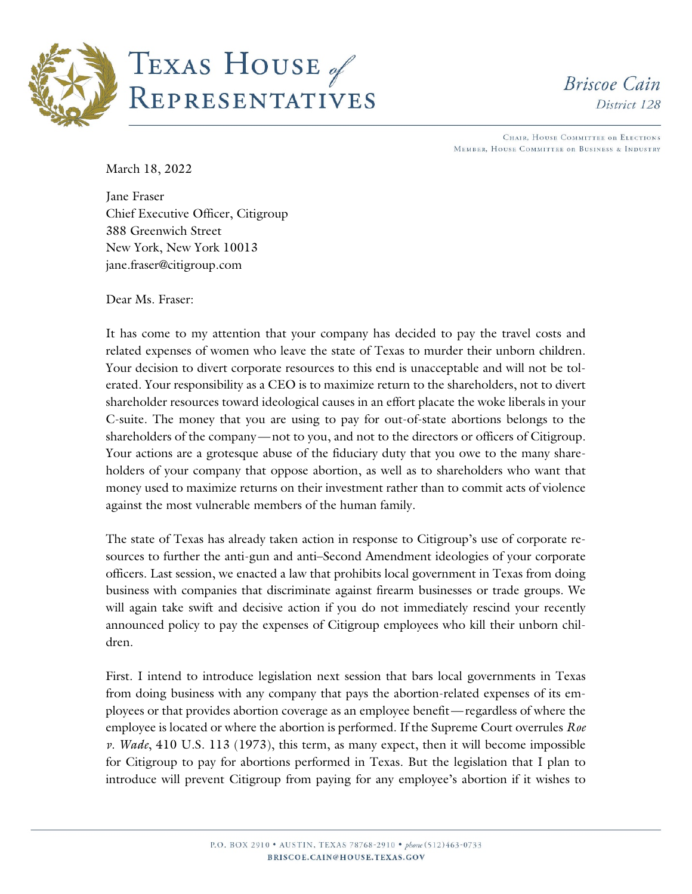# Texas House of Representatives

*Briscoe Cain*
*District 128*

Chair, House Committee on Elections
Member, House Committee on Business & Industry

March 18, 2022

Jane Fraser
Chief Executive Officer, Citigroup
388 Greenwich Street
New York, New York 10013
jane.fraser@citigroup.com

Dear Ms. Fraser:

It has come to my attention that your company has decided to pay the travel costs and related expenses of women who leave the state of Texas to murder their unborn children. Your decision to divert corporate resources to this end is unacceptable and will not be tolerated. Your responsibility as a CEO is to maximize return to the shareholders, not to divert shareholder resources toward ideological causes in an effort placate the woke liberals in your C-suite. The money that you are using to pay for out-of-state abortions belongs to the shareholders of the company—not to you, and not to the directors or officers of Citigroup. Your actions are a grotesque abuse of the fiduciary duty that you owe to the many shareholders of your company that oppose abortion, as well as to shareholders who want that money used to maximize returns on their investment rather than to commit acts of violence against the most vulnerable members of the human family.

The state of Texas has already taken action in response to Citigroup's use of corporate resources to further the anti-gun and anti–Second Amendment ideologies of your corporate officers. Last session, we enacted a law that prohibits local government in Texas from doing business with companies that discriminate against firearm businesses or trade groups. We will again take swift and decisive action if you do not immediately rescind your recently announced policy to pay the expenses of Citigroup employees who kill their unborn children.

First. I intend to introduce legislation next session that bars local governments in Texas from doing business with any company that pays the abortion-related expenses of its employees or that provides abortion coverage as an employee benefit—regardless of where the employee is located or where the abortion is performed. If the Supreme Court overrules *Roe v. Wade*, 410 U.S. 113 (1973), this term, as many expect, then it will become impossible for Citigroup to pay for abortions performed in Texas. But the legislation that I plan to introduce will prevent Citigroup from paying for any employee's abortion if it wishes to

P.O. BOX 2910 • AUSTIN, TEXAS 78768-2910 • *phone* (512)463-0733
BRISCOE.CAIN@HOUSE.TEXAS.GOV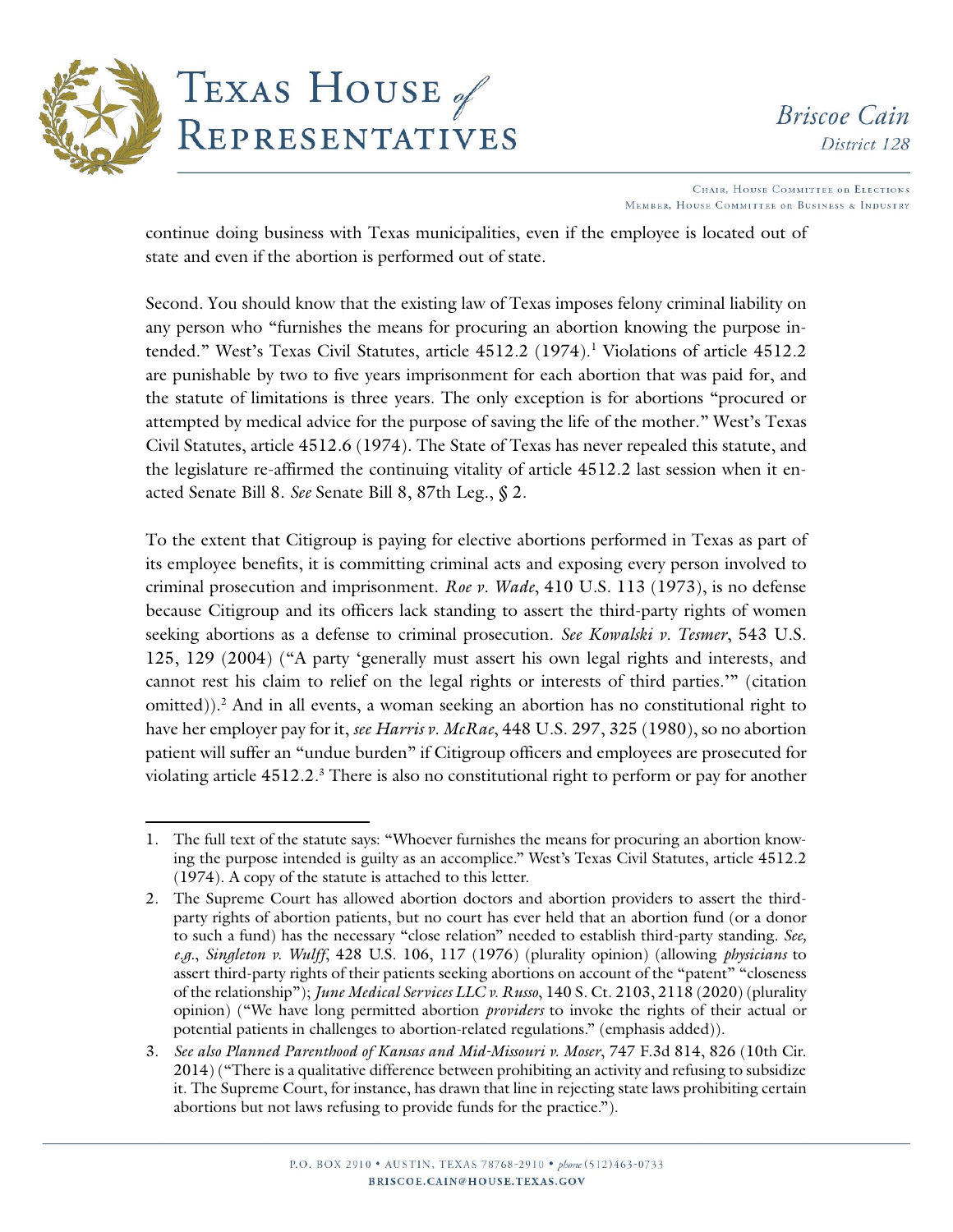continue doing business with Texas municipalities, even if the employee is located out of state and even if the abortion is performed out of state.

Second. You should know that the existing law of Texas imposes felony criminal liability on any person who "furnishes the means for procuring an abortion knowing the purpose intended." West's Texas Civil Statutes, article 4512.2 (1974).[1] Violations of article 4512.2 are punishable by two to five years imprisonment for each abortion that was paid for, and the statute of limitations is three years. The only exception is for abortions "procured or attempted by medical advice for the purpose of saving the life of the mother." West's Texas Civil Statutes, article 4512.6 (1974). The State of Texas has never repealed this statute, and the legislature re-affirmed the continuing vitality of article 4512.2 last session when it enacted Senate Bill 8. *See* Senate Bill 8, 87th Leg., § 2.

To the extent that Citigroup is paying for elective abortions performed in Texas as part of its employee benefits, it is committing criminal acts and exposing every person involved to criminal prosecution and imprisonment. *Roe v. Wade*, 410 U.S. 113 (1973), is no defense because Citigroup and its officers lack standing to assert the third-party rights of women seeking abortions as a defense to criminal prosecution. *See Kowalski v. Tesmer*, 543 U.S. 125, 129 (2004) ("A party 'generally must assert his own legal rights and interests, and cannot rest his claim to relief on the legal rights or interests of third parties.'" (citation omitted)).[2] And in all events, a woman seeking an abortion has no constitutional right to have her employer pay for it, *see Harris v. McRae*, 448 U.S. 297, 325 (1980), so no abortion patient will suffer an "undue burden" if Citigroup officers and employees are prosecuted for violating article 4512.2.[3] There is also no constitutional right to perform or pay for another

---

1. The full text of the statute says: "Whoever furnishes the means for procuring an abortion knowing the purpose intended is guilty as an accomplice." West's Texas Civil Statutes, article 4512.2 (1974). A copy of the statute is attached to this letter.

2. The Supreme Court has allowed abortion doctors and abortion providers to assert the third-party rights of abortion patients, but no court has ever held that an abortion fund (or a donor to such a fund) has the necessary "close relation" needed to establish third-party standing. *See, e.g.*, *Singleton v. Wulff*, 428 U.S. 106, 117 (1976) (plurality opinion) (allowing *physicians* to assert third-party rights of their patients seeking abortions on account of the "patent" "closeness of the relationship"); *June Medical Services LLC v. Russo*, 140 S. Ct. 2103, 2118 (2020) (plurality opinion) ("We have long permitted abortion *providers* to invoke the rights of their actual or potential patients in challenges to abortion-related regulations." (emphasis added)).

3. *See also Planned Parenthood of Kansas and Mid-Missouri v. Moser*, 747 F.3d 814, 826 (10th Cir. 2014) ("There is a qualitative difference between prohibiting an activity and refusing to subsidize it. The Supreme Court, for instance, has drawn that line in rejecting state laws prohibiting certain abortions but not laws refusing to provide funds for the practice.").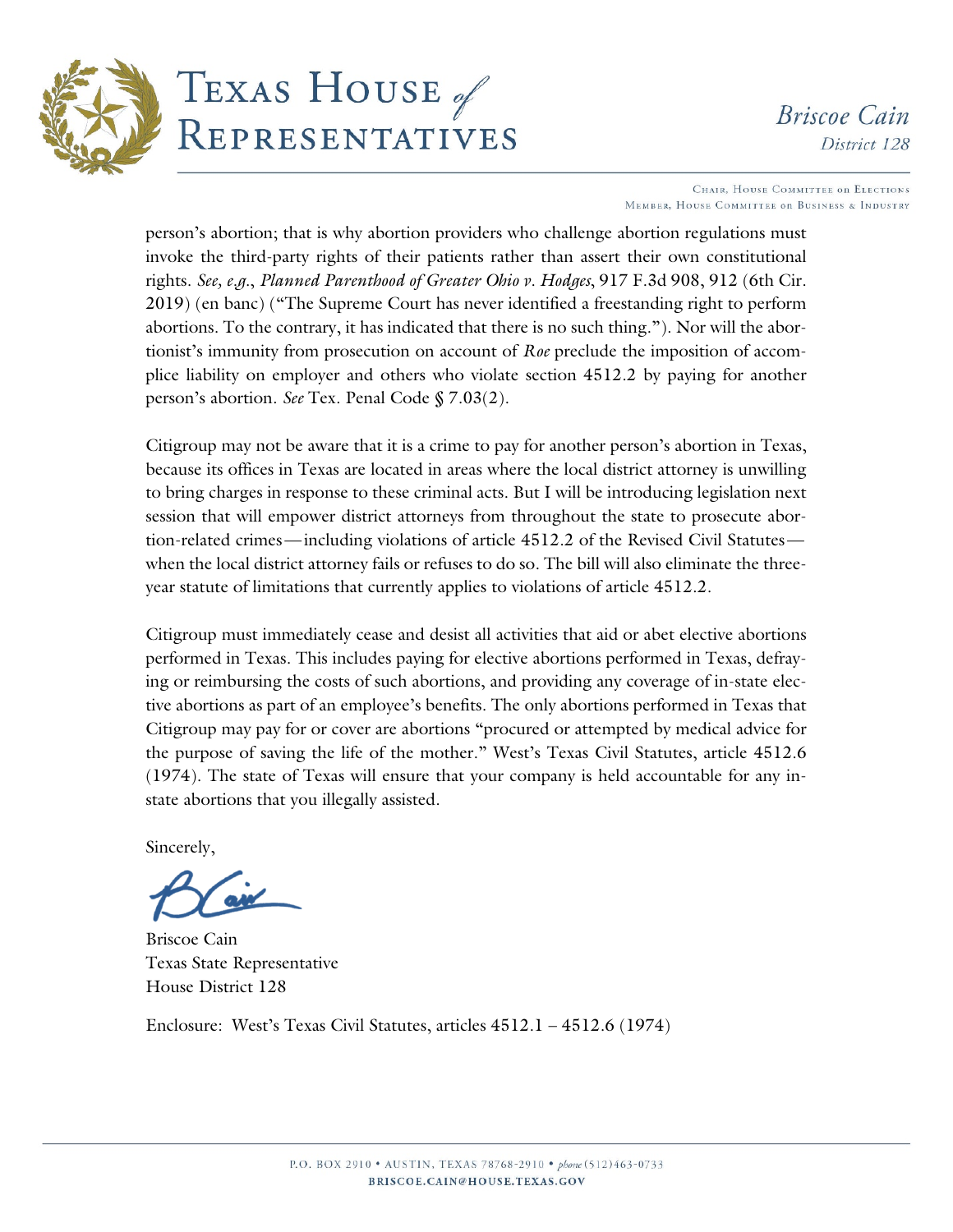person's abortion; that is why abortion providers who challenge abortion regulations must invoke the third-party rights of their patients rather than assert their own constitutional rights. *See, e.g.*, *Planned Parenthood of Greater Ohio v. Hodges*, 917 F.3d 908, 912 (6th Cir. 2019) (en banc) ("The Supreme Court has never identified a freestanding right to perform abortions. To the contrary, it has indicated that there is no such thing."). Nor will the abortionist's immunity from prosecution on account of *Roe* preclude the imposition of accomplice liability on employer and others who violate section 4512.2 by paying for another person's abortion. *See* Tex. Penal Code § 7.03(2).

Citigroup may not be aware that it is a crime to pay for another person's abortion in Texas, because its offices in Texas are located in areas where the local district attorney is unwilling to bring charges in response to these criminal acts. But I will be introducing legislation next session that will empower district attorneys from throughout the state to prosecute abortion-related crimes—including violations of article 4512.2 of the Revised Civil Statutes—when the local district attorney fails or refuses to do so. The bill will also eliminate the three-year statute of limitations that currently applies to violations of article 4512.2.

Citigroup must immediately cease and desist all activities that aid or abet elective abortions performed in Texas. This includes paying for elective abortions performed in Texas, defraying or reimbursing the costs of such abortions, and providing any coverage of in-state elective abortions as part of an employee's benefits. The only abortions performed in Texas that Citigroup may pay for or cover are abortions "procured or attempted by medical advice for the purpose of saving the life of the mother." West's Texas Civil Statutes, article 4512.6 (1974). The state of Texas will ensure that your company is held accountable for any in-state abortions that you illegally assisted.

Sincerely,

Briscoe Cain
Texas State Representative
House District 128

Enclosure: West's Texas Civil Statutes, articles 4512.1 – 4512.6 (1974)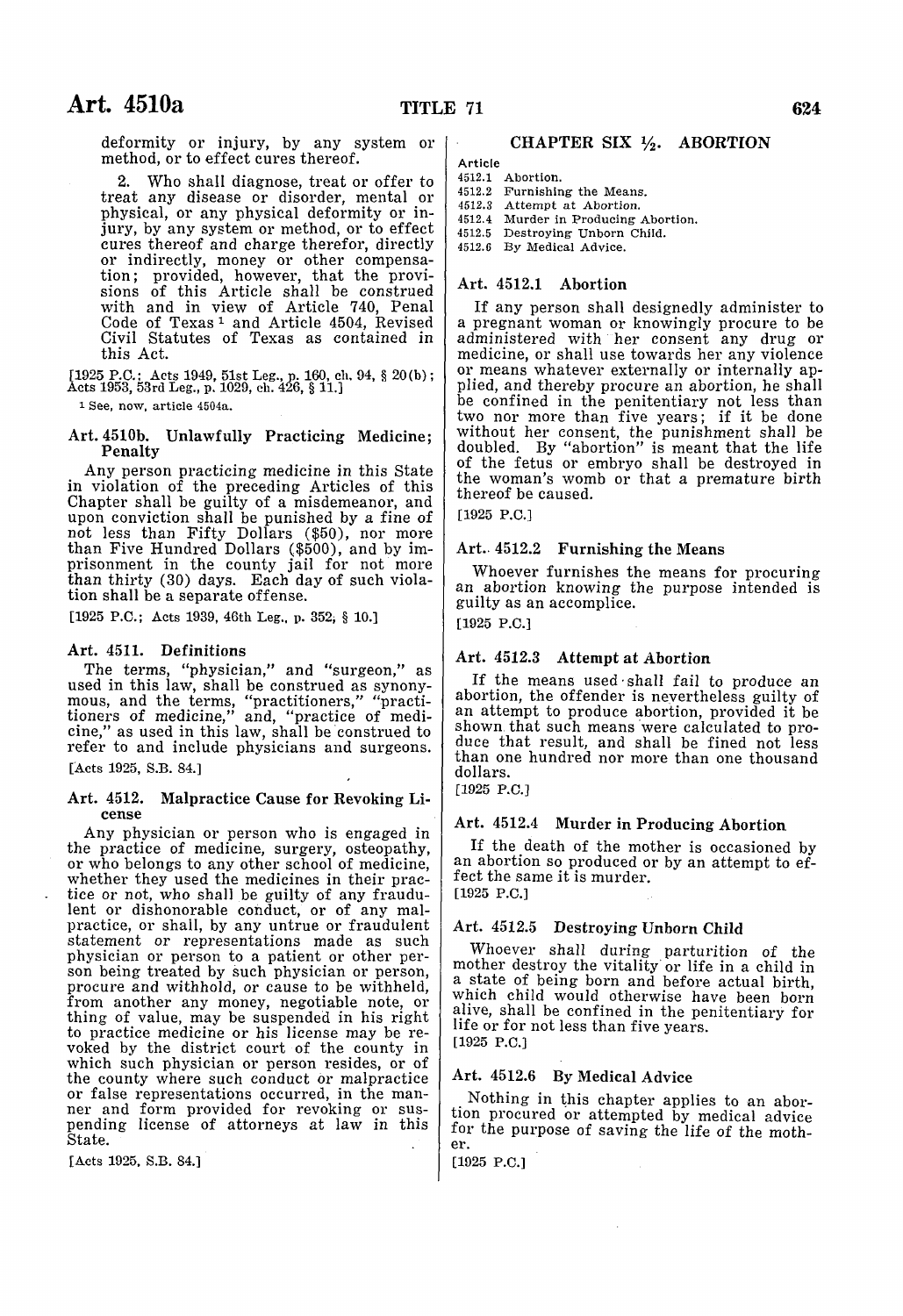deformity or injury, by any system or method, or to effect cures thereof.

2. Who shall diagnose, treat or offer to treat any disease or disorder, mental or physical, or any physical deformity or injury, by any system or method, or to effect cures thereof and charge therefor, directly or indirectly, money or other compensation; provided, however, that the provisions of this Article shall be construed with and in view of Article 740, Penal Code of Texas[1] and Article 4504, Revised Civil Statutes of Texas as contained in this Act.

[1925 P.C.; Acts 1949, 51st Leg., p. 160, ch. 94, § 20(b); Acts 1953, 53rd Leg., p. 1029, ch. 426, § 11.]

[1] See, now, article 4504a.

### Art. 4510b. Unlawfully Practicing Medicine; Penalty

Any person practicing medicine in this State in violation of the preceding Articles of this Chapter shall be guilty of a misdemeanor, and upon conviction shall be punished by a fine of not less than Fifty Dollars ($50), nor more than Five Hundred Dollars ($500), and by imprisonment in the county jail for not more than thirty (30) days. Each day of such violation shall be a separate offense.

[1925 P.C.; Acts 1939, 46th Leg., p. 352, § 10.]

### Art. 4511. Definitions

The terms, "physician," and "surgeon," as used in this law, shall be construed as synonymous, and the terms, "practitioners," "practitioners of medicine," and, "practice of medicine," as used in this law, shall be construed to refer to and include physicians and surgeons.

[Acts 1925, S.B. 84.]

### Art. 4512. Malpractice Cause for Revoking License

Any physician or person who is engaged in the practice of medicine, surgery, osteopathy, or who belongs to any other school of medicine, whether they used the medicines in their practice or not, who shall be guilty of any fraudulent or dishonorable conduct, or of any malpractice, or shall, by any untrue or fraudulent statement or representations made as such physician or person to a patient or other person being treated by such physician or person, procure and withhold, or cause to be withheld, from another any money, negotiable note, or thing of value, may be suspended in his right to practice medicine or his license may be revoked by the district court of the county in which such physician or person resides, or of the county where such conduct or malpractice or false representations occurred, in the manner and form provided for revoking or suspending license of attorneys at law in this State.

[Acts 1925, S.B. 84.]

## CHAPTER SIX ½. ABORTION

Article
4512.1 Abortion.
4512.2 Furnishing the Means.
4512.3 Attempt at Abortion.
4512.4 Murder in Producing Abortion.
4512.5 Destroying Unborn Child.
4512.6 By Medical Advice.

### Art. 4512.1 Abortion

If any person shall designedly administer to a pregnant woman or knowingly procure to be administered with her consent any drug or medicine, or shall use towards her any violence or means whatever externally or internally applied, and thereby procure an abortion, he shall be confined in the penitentiary not less than two nor more than five years; if it be done without her consent, the punishment shall be doubled. By "abortion" is meant that the life of the fetus or embryo shall be destroyed in the woman's womb or that a premature birth thereof be caused.

[1925 P.C.]

### Art. 4512.2 Furnishing the Means

Whoever furnishes the means for procuring an abortion knowing the purpose intended is guilty as an accomplice.

[1925 P.C.]

### Art. 4512.3 Attempt at Abortion

If the means used shall fail to produce an abortion, the offender is nevertheless guilty of an attempt to produce abortion, provided it be shown that such means were calculated to produce that result, and shall be fined not less than one hundred nor more than one thousand dollars.

[1925 P.C.]

### Art. 4512.4 Murder in Producing Abortion

If the death of the mother is occasioned by an abortion so produced or by an attempt to effect the same it is murder.

[1925 P.C.]

### Art. 4512.5 Destroying Unborn Child

Whoever shall during parturition of the mother destroy the vitality or life in a child in a state of being born and before actual birth, which child would otherwise have been born alive, shall be confined in the penitentiary for life or for not less than five years.

[1925 P.C.]

### Art. 4512.6 By Medical Advice

Nothing in this chapter applies to an abortion procured or attempted by medical advice for the purpose of saving the life of the mother.

[1925 P.C.]